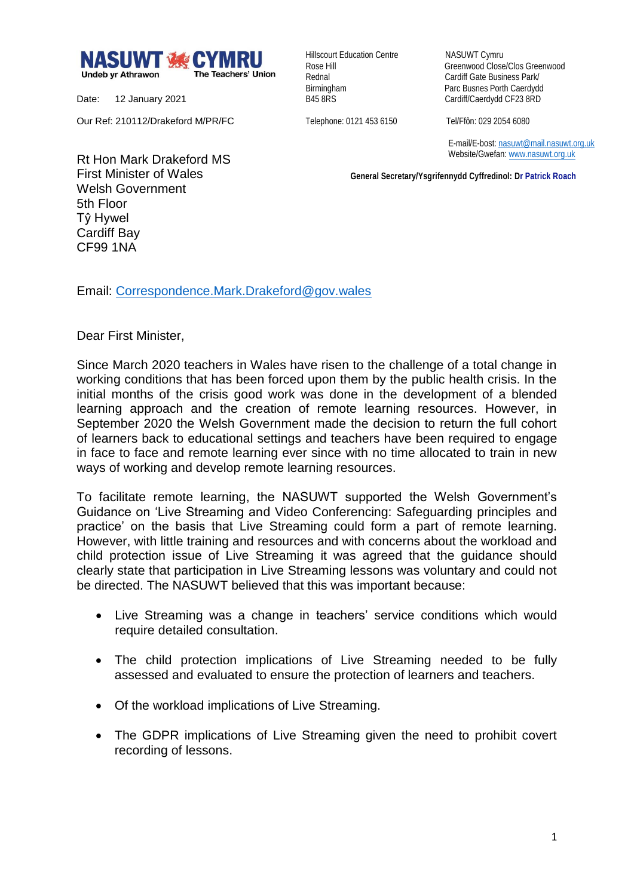**NASUWT CYMRU**
Undeb yr Athrawon — The Teachers' Union

Hillscourt Education Centre
Rose Hill
Rednal
Birmingham
B45 8RS

Telephone: 0121 453 6150

NASUWT Cymru
Greenwood Close/Clos Greenwood
Cardiff Gate Business Park/
Parc Busnes Porth Caerdydd
Cardiff/Caerdydd CF23 8RD

Tel/Ffôn: 029 2054 6080

E-mail/E-bost: nasuwt@mail.nasuwt.org.uk
Website/Gwefan: www.nasuwt.org.uk

**General Secretary/Ysgrifennydd Cyffredinol: Dr Patrick Roach**

Date: 12 January 2021

Our Ref: 210112/Drakeford M/PR/FC

Rt Hon Mark Drakeford MS
First Minister of Wales
Welsh Government
5th Floor
Tŷ Hywel
Cardiff Bay
CF99 1NA

Email: Correspondence.Mark.Drakeford@gov.wales

Dear First Minister,

Since March 2020 teachers in Wales have risen to the challenge of a total change in working conditions that has been forced upon them by the public health crisis. In the initial months of the crisis good work was done in the development of a blended learning approach and the creation of remote learning resources. However, in September 2020 the Welsh Government made the decision to return the full cohort of learners back to educational settings and teachers have been required to engage in face to face and remote learning ever since with no time allocated to train in new ways of working and develop remote learning resources.

To facilitate remote learning, the NASUWT supported the Welsh Government's Guidance on 'Live Streaming and Video Conferencing: Safeguarding principles and practice' on the basis that Live Streaming could form a part of remote learning. However, with little training and resources and with concerns about the workload and child protection issue of Live Streaming it was agreed that the guidance should clearly state that participation in Live Streaming lessons was voluntary and could not be directed. The NASUWT believed that this was important because:

- Live Streaming was a change in teachers' service conditions which would require detailed consultation.
- The child protection implications of Live Streaming needed to be fully assessed and evaluated to ensure the protection of learners and teachers.
- Of the workload implications of Live Streaming.
- The GDPR implications of Live Streaming given the need to prohibit covert recording of lessons.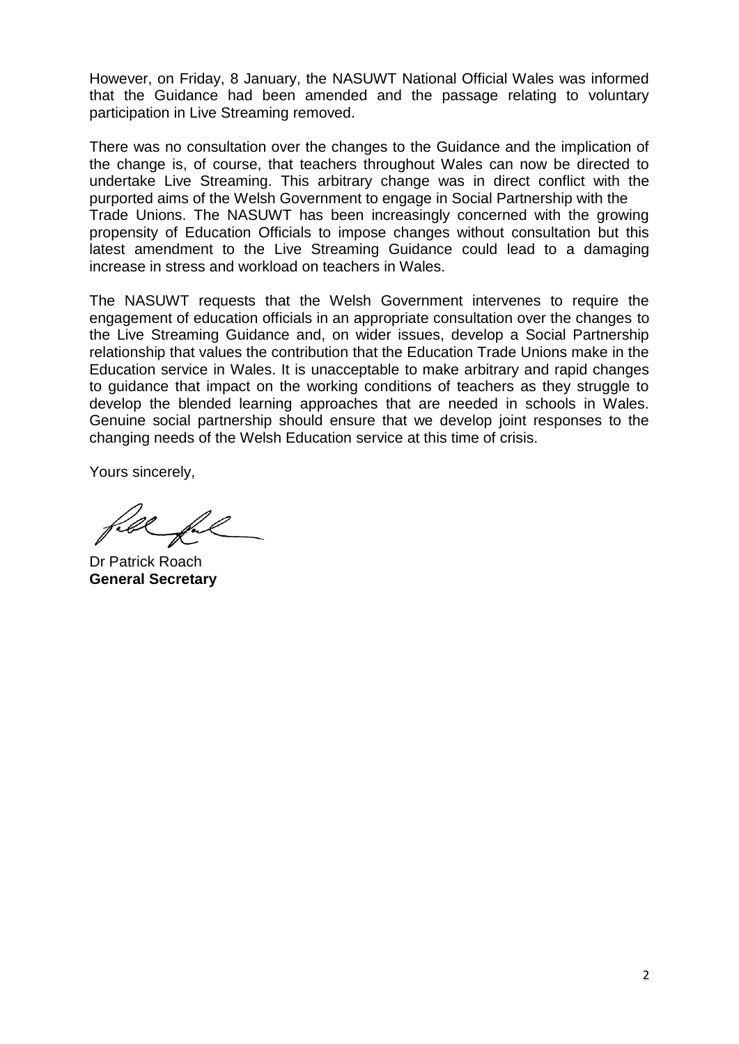However, on Friday, 8 January, the NASUWT National Official Wales was informed that the Guidance had been amended and the passage relating to voluntary participation in Live Streaming removed.

There was no consultation over the changes to the Guidance and the implication of the change is, of course, that teachers throughout Wales can now be directed to undertake Live Streaming. This arbitrary change was in direct conflict with the purported aims of the Welsh Government to engage in Social Partnership with the Trade Unions. The NASUWT has been increasingly concerned with the growing propensity of Education Officials to impose changes without consultation but this latest amendment to the Live Streaming Guidance could lead to a damaging increase in stress and workload on teachers in Wales.

The NASUWT requests that the Welsh Government intervenes to require the engagement of education officials in an appropriate consultation over the changes to the Live Streaming Guidance and, on wider issues, develop a Social Partnership relationship that values the contribution that the Education Trade Unions make in the Education service in Wales. It is unacceptable to make arbitrary and rapid changes to guidance that impact on the working conditions of teachers as they struggle to develop the blended learning approaches that are needed in schools in Wales. Genuine social partnership should ensure that we develop joint responses to the changing needs of the Welsh Education service at this time of crisis.

Yours sincerely,

Dr Patrick Roach
**General Secretary**